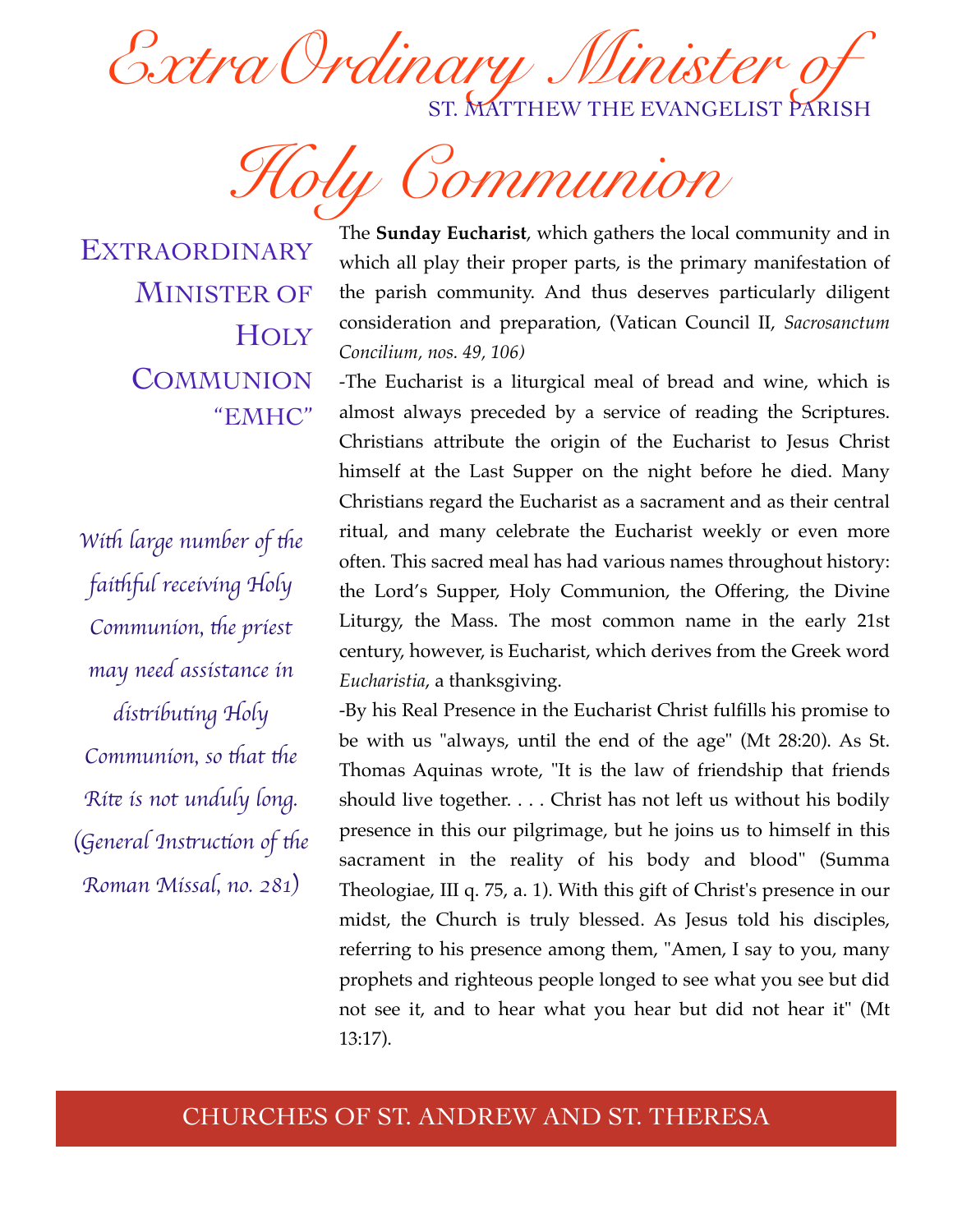# ExtraOrdinary Minister of Holy Communion

ST. MATTHEW THE EVANGELIST PARISH

## Extraordinary Minister of Holy Communion "EMHC"

*With large number of the faithful receiving Holy Communion, the priest may need assistance in distributing Holy Communion, so that the Rite is not unduly long. (General Instruction of the Roman Missal, no. 281)*

The **Sunday Eucharist**, which gathers the local community and in which all play their proper parts, is the primary manifestation of the parish community. And thus deserves particularly diligent consideration and preparation, (Vatican Council II, *Sacrosanctum Concilium, nos. 49, 106)*

-The Eucharist is a liturgical meal of bread and wine, which is almost always preceded by a service of reading the Scriptures. Christians attribute the origin of the Eucharist to Jesus Christ himself at the Last Supper on the night before he died. Many Christians regard the Eucharist as a sacrament and as their central ritual, and many celebrate the Eucharist weekly or even more often. This sacred meal has had various names throughout history: the Lord's Supper, Holy Communion, the Offering, the Divine Liturgy, the Mass. The most common name in the early 21st century, however, is Eucharist, which derives from the Greek word *Eucharistia*, a thanksgiving.

-By his Real Presence in the Eucharist Christ fulfills his promise to be with us "always, until the end of the age" (Mt 28:20). As St. Thomas Aquinas wrote, "It is the law of friendship that friends should live together. . . . Christ has not left us without his bodily presence in this our pilgrimage, but he joins us to himself in this sacrament in the reality of his body and blood" (Summa Theologiae, III q. 75, a. 1). With this gift of Christ's presence in our midst, the Church is truly blessed. As Jesus told his disciples, referring to his presence among them, "Amen, I say to you, many prophets and righteous people longed to see what you see but did not see it, and to hear what you hear but did not hear it" (Mt 13:17).

CHURCHES OF ST. ANDREW AND ST. THERESA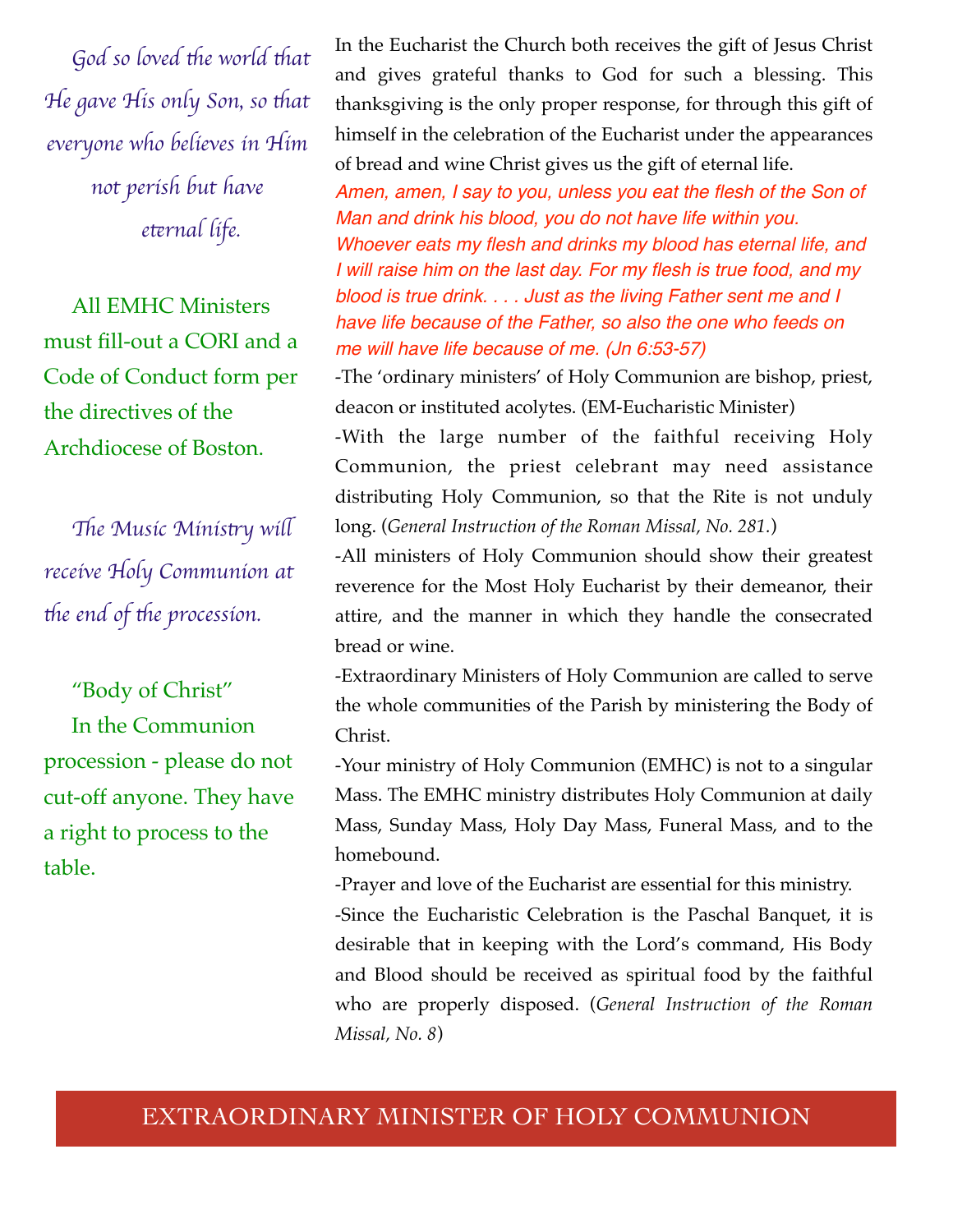*God so loved the world that He gave His only Son, so that everyone who believes in Him not perish but have eternal life.*

All EMHC Ministers must fill-out a CORI and a Code of Conduct form per the directives of the Archdiocese of Boston.

*The Music Ministry will receive Holy Communion at the end of the procession.*

"Body of Christ"
In the Communion procession - please do not cut-off anyone. They have a right to process to the table.

In the Eucharist the Church both receives the gift of Jesus Christ and gives grateful thanks to God for such a blessing. This thanksgiving is the only proper response, for through this gift of himself in the celebration of the Eucharist under the appearances of bread and wine Christ gives us the gift of eternal life.

*Amen, amen, I say to you, unless you eat the flesh of the Son of Man and drink his blood, you do not have life within you. Whoever eats my flesh and drinks my blood has eternal life, and I will raise him on the last day. For my flesh is true food, and my blood is true drink. . . . Just as the living Father sent me and I have life because of the Father, so also the one who feeds on me will have life because of me. (Jn 6:53-57)*

-The 'ordinary ministers' of Holy Communion are bishop, priest, deacon or instituted acolytes. (EM-Eucharistic Minister)

-With the large number of the faithful receiving Holy Communion, the priest celebrant may need assistance distributing Holy Communion, so that the Rite is not unduly long. (*General Instruction of the Roman Missal, No. 281.*)

-All ministers of Holy Communion should show their greatest reverence for the Most Holy Eucharist by their demeanor, their attire, and the manner in which they handle the consecrated bread or wine.

-Extraordinary Ministers of Holy Communion are called to serve the whole communities of the Parish by ministering the Body of Christ.

-Your ministry of Holy Communion (EMHC) is not to a singular Mass. The EMHC ministry distributes Holy Communion at daily Mass, Sunday Mass, Holy Day Mass, Funeral Mass, and to the homebound.

-Prayer and love of the Eucharist are essential for this ministry.

-Since the Eucharistic Celebration is the Paschal Banquet, it is desirable that in keeping with the Lord's command, His Body and Blood should be received as spiritual food by the faithful who are properly disposed. (*General Instruction of the Roman Missal, No. 8*)

## EXTRAORDINARY MINISTER OF HOLY COMMUNION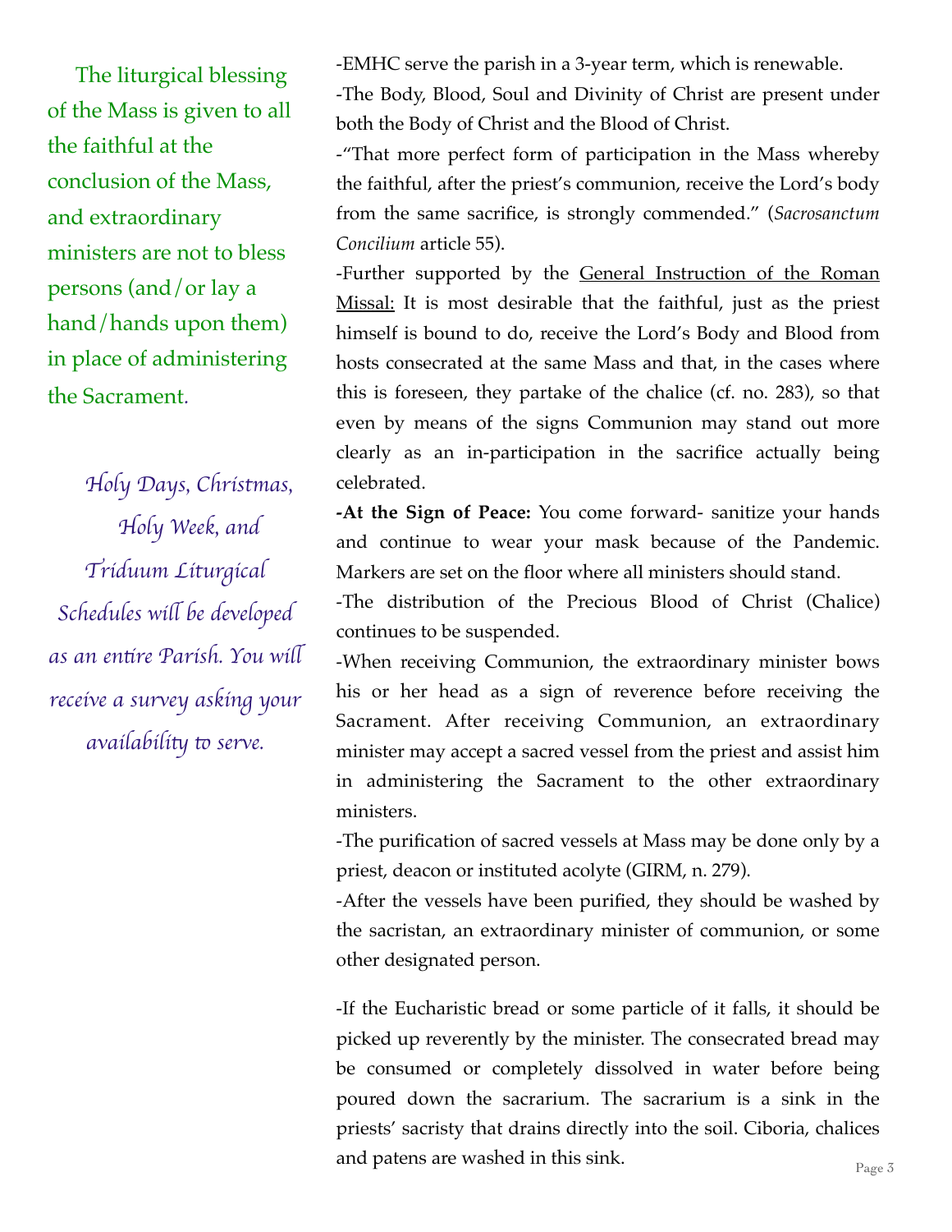The liturgical blessing of the Mass is given to all the faithful at the conclusion of the Mass, and extraordinary ministers are not to bless persons (and/or lay a hand/hands upon them) in place of administering the Sacrament.

*Holy Days, Christmas, Holy Week, and Triduum Liturgical Schedules will be developed as an entire Parish. You will receive a survey asking your availability to serve.*

-EMHC serve the parish in a 3-year term, which is renewable.

-The Body, Blood, Soul and Divinity of Christ are present under both the Body of Christ and the Blood of Christ.

-"That more perfect form of participation in the Mass whereby the faithful, after the priest's communion, receive the Lord's body from the same sacrifice, is strongly commended." (*Sacrosanctum Concilium* article 55).

-Further supported by the <u>General Instruction of the Roman Missal:</u> It is most desirable that the faithful, just as the priest himself is bound to do, receive the Lord's Body and Blood from hosts consecrated at the same Mass and that, in the cases where this is foreseen, they partake of the chalice (cf. no. 283), so that even by means of the signs Communion may stand out more clearly as an in-participation in the sacrifice actually being celebrated.

**-At the Sign of Peace:** You come forward- sanitize your hands and continue to wear your mask because of the Pandemic. Markers are set on the floor where all ministers should stand.

-The distribution of the Precious Blood of Christ (Chalice) continues to be suspended.

-When receiving Communion, the extraordinary minister bows his or her head as a sign of reverence before receiving the Sacrament. After receiving Communion, an extraordinary minister may accept a sacred vessel from the priest and assist him in administering the Sacrament to the other extraordinary ministers.

-The purification of sacred vessels at Mass may be done only by a priest, deacon or instituted acolyte (GIRM, n. 279).

-After the vessels have been purified, they should be washed by the sacristan, an extraordinary minister of communion, or some other designated person.

-If the Eucharistic bread or some particle of it falls, it should be picked up reverently by the minister. The consecrated bread may be consumed or completely dissolved in water before being poured down the sacrarium. The sacrarium is a sink in the priests' sacristy that drains directly into the soil. Ciboria, chalices and patens are washed in this sink.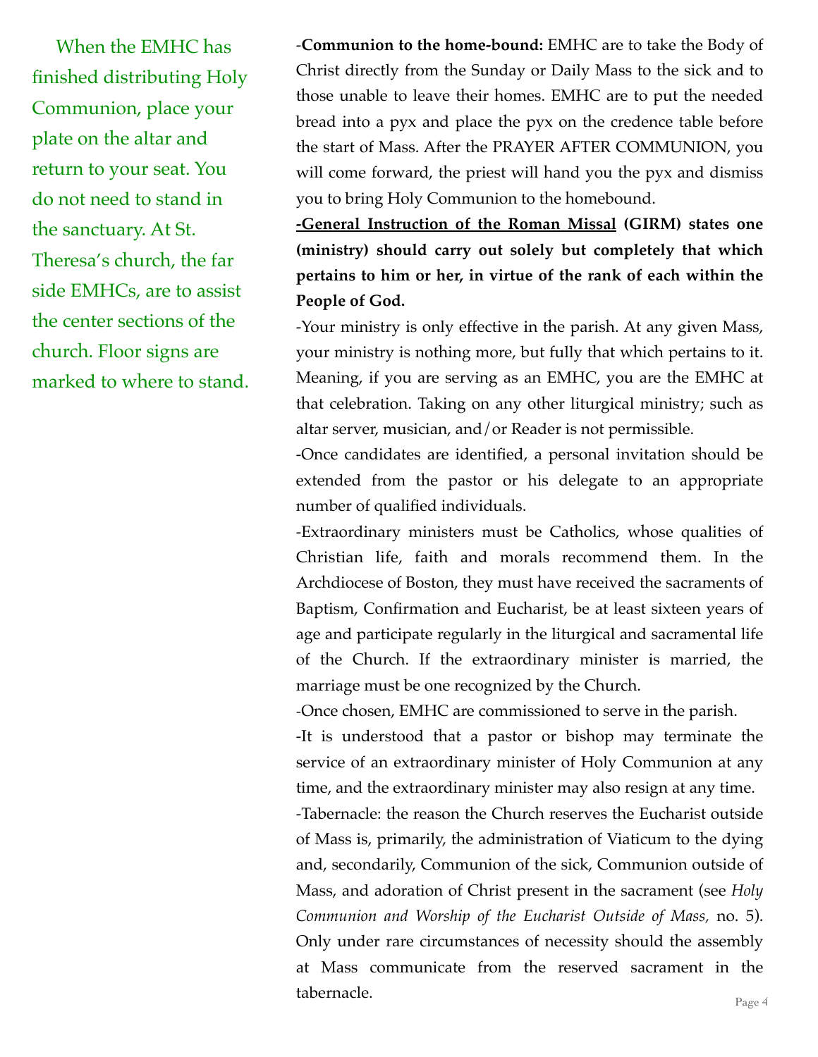When the EMHC has finished distributing Holy Communion, place your plate on the altar and return to your seat. You do not need to stand in the sanctuary. At St. Theresa's church, the far side EMHCs, are to assist the center sections of the church. Floor signs are marked to where to stand.

-**Communion to the home-bound:** EMHC are to take the Body of Christ directly from the Sunday or Daily Mass to the sick and to those unable to leave their homes. EMHC are to put the needed bread into a pyx and place the pyx on the credence table before the start of Mass. After the PRAYER AFTER COMMUNION, you will come forward, the priest will hand you the pyx and dismiss you to bring Holy Communion to the homebound.

**<u>-General Instruction of the Roman Missal</u> (GIRM) states one (ministry) should carry out solely but completely that which pertains to him or her, in virtue of the rank of each within the People of God.**

-Your ministry is only effective in the parish. At any given Mass, your ministry is nothing more, but fully that which pertains to it. Meaning, if you are serving as an EMHC, you are the EMHC at that celebration. Taking on any other liturgical ministry; such as altar server, musician, and/or Reader is not permissible.

-Once candidates are identified, a personal invitation should be extended from the pastor or his delegate to an appropriate number of qualified individuals.

-Extraordinary ministers must be Catholics, whose qualities of Christian life, faith and morals recommend them. In the Archdiocese of Boston, they must have received the sacraments of Baptism, Confirmation and Eucharist, be at least sixteen years of age and participate regularly in the liturgical and sacramental life of the Church. If the extraordinary minister is married, the marriage must be one recognized by the Church.

-Once chosen, EMHC are commissioned to serve in the parish.

-It is understood that a pastor or bishop may terminate the service of an extraordinary minister of Holy Communion at any time, and the extraordinary minister may also resign at any time.

-Tabernacle: the reason the Church reserves the Eucharist outside of Mass is, primarily, the administration of Viaticum to the dying and, secondarily, Communion of the sick, Communion outside of Mass, and adoration of Christ present in the sacrament (see *Holy Communion and Worship of the Eucharist Outside of Mass,* no. 5). Only under rare circumstances of necessity should the assembly at Mass communicate from the reserved sacrament in the tabernacle.